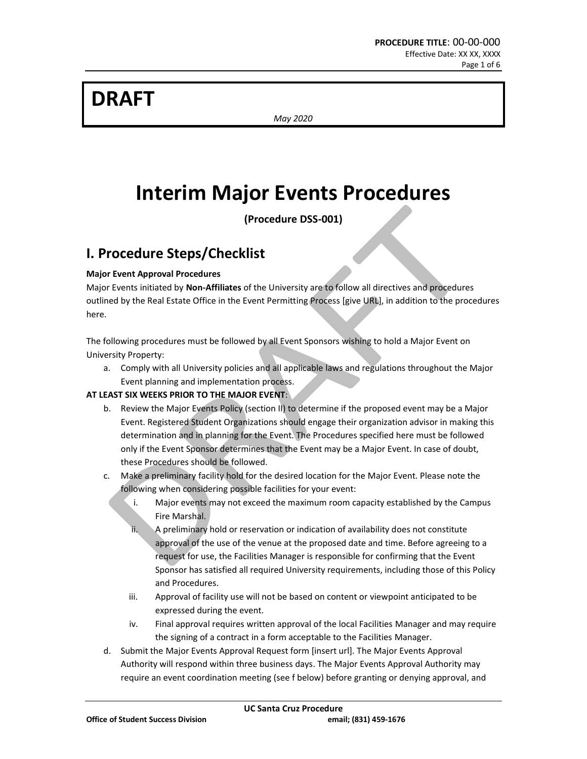**DRAFT**

*May 2020*

# Interim Major Events Procedures

**(Procedure DSS-001)**

## I. Procedure Steps/Checklist

**Major Event Approval Procedures**

Major Events initiated by **Non-Affiliates** of the University are to follow all directives and procedures outlined by the Real Estate Office in the Event Permitting Process [give URL], in addition to the procedures here.

The following procedures must be followed by all Event Sponsors wishing to hold a Major Event on University Property:

a. Comply with all University policies and all applicable laws and regulations throughout the Major Event planning and implementation process.

**AT LEAST SIX WEEKS PRIOR TO THE MAJOR EVENT**:

b. Review the Major Events Policy (section II) to determine if the proposed event may be a Major Event. Registered Student Organizations should engage their organization advisor in making this determination and in planning for the Event. The Procedures specified here must be followed only if the Event Sponsor determines that the Event may be a Major Event. In case of doubt, these Procedures should be followed.

c. Make a preliminary facility hold for the desired location for the Major Event. Please note the following when considering possible facilities for your event:

   i. Major events may not exceed the maximum room capacity established by the Campus Fire Marshal.

   ii. A preliminary hold or reservation or indication of availability does not constitute approval of the use of the venue at the proposed date and time. Before agreeing to a request for use, the Facilities Manager is responsible for confirming that the Event Sponsor has satisfied all required University requirements, including those of this Policy and Procedures.

   iii. Approval of facility use will not be based on content or viewpoint anticipated to be expressed during the event.

   iv. Final approval requires written approval of the local Facilities Manager and may require the signing of a contract in a form acceptable to the Facilities Manager.

d. Submit the Major Events Approval Request form [insert url]. The Major Events Approval Authority will respond within three business days. The Major Events Approval Authority may require an event coordination meeting (see f below) before granting or denying approval, and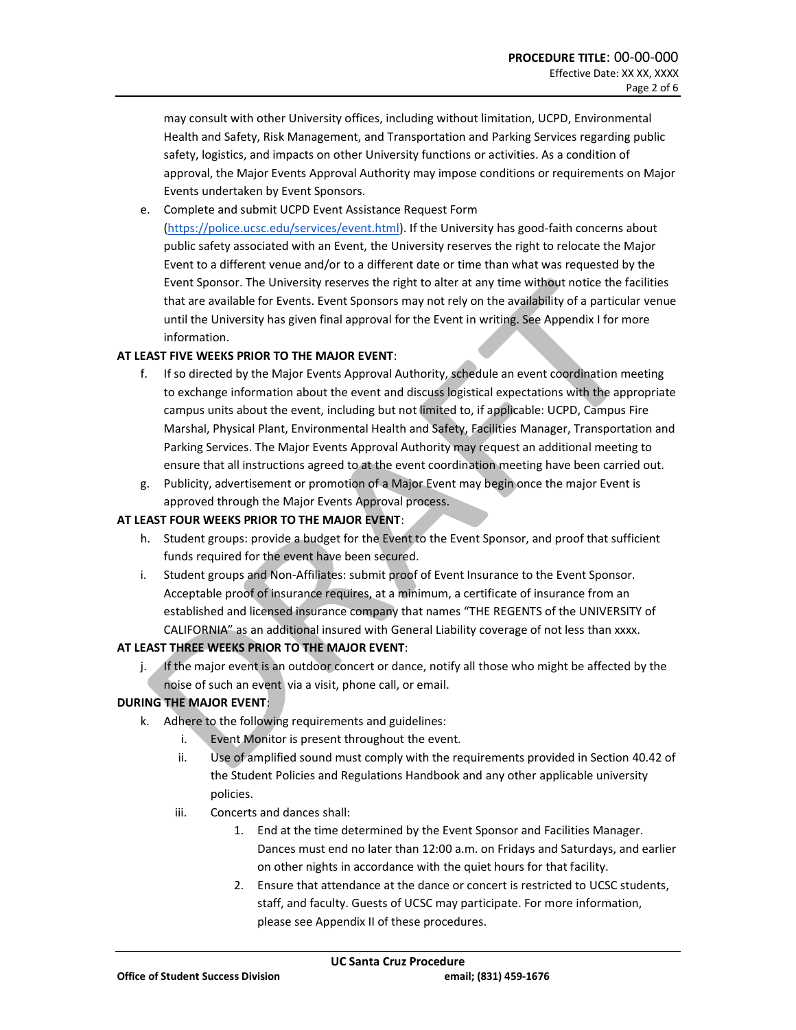may consult with other University offices, including without limitation, UCPD, Environmental Health and Safety, Risk Management, and Transportation and Parking Services regarding public safety, logistics, and impacts on other University functions or activities. As a condition of approval, the Major Events Approval Authority may impose conditions or requirements on Major Events undertaken by Event Sponsors.

e. Complete and submit UCPD Event Assistance Request Form (https://police.ucsc.edu/services/event.html). If the University has good-faith concerns about public safety associated with an Event, the University reserves the right to relocate the Major Event to a different venue and/or to a different date or time than what was requested by the Event Sponsor. The University reserves the right to alter at any time without notice the facilities that are available for Events. Event Sponsors may not rely on the availability of a particular venue until the University has given final approval for the Event in writing. See Appendix I for more information.

**AT LEAST FIVE WEEKS PRIOR TO THE MAJOR EVENT**:

f. If so directed by the Major Events Approval Authority, schedule an event coordination meeting to exchange information about the event and discuss logistical expectations with the appropriate campus units about the event, including but not limited to, if applicable: UCPD, Campus Fire Marshal, Physical Plant, Environmental Health and Safety, Facilities Manager, Transportation and Parking Services. The Major Events Approval Authority may request an additional meeting to ensure that all instructions agreed to at the event coordination meeting have been carried out.

g. Publicity, advertisement or promotion of a Major Event may begin once the major Event is approved through the Major Events Approval process.

**AT LEAST FOUR WEEKS PRIOR TO THE MAJOR EVENT**:

h. Student groups: provide a budget for the Event to the Event Sponsor, and proof that sufficient funds required for the event have been secured.

i. Student groups and Non-Affiliates: submit proof of Event Insurance to the Event Sponsor. Acceptable proof of insurance requires, at a minimum, a certificate of insurance from an established and licensed insurance company that names "THE REGENTS of the UNIVERSITY of CALIFORNIA" as an additional insured with General Liability coverage of not less than xxxx.

**AT LEAST THREE WEEKS PRIOR TO THE MAJOR EVENT**:

j. If the major event is an outdoor concert or dance, notify all those who might be affected by the noise of such an event via a visit, phone call, or email.

**DURING THE MAJOR EVENT**:

k. Adhere to the following requirements and guidelines:
    i. Event Monitor is present throughout the event.
    ii. Use of amplified sound must comply with the requirements provided in Section 40.42 of the Student Policies and Regulations Handbook and any other applicable university policies.
    iii. Concerts and dances shall:
        1. End at the time determined by the Event Sponsor and Facilities Manager. Dances must end no later than 12:00 a.m. on Fridays and Saturdays, and earlier on other nights in accordance with the quiet hours for that facility.
        2. Ensure that attendance at the dance or concert is restricted to UCSC students, staff, and faculty. Guests of UCSC may participate. For more information, please see Appendix II of these procedures.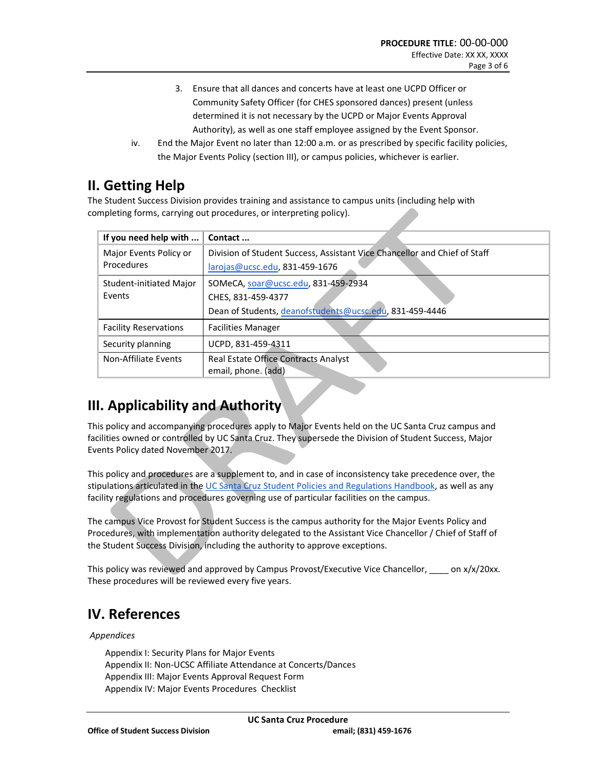3. Ensure that all dances and concerts have at least one UCPD Officer or Community Safety Officer (for CHES sponsored dances) present (unless determined it is not necessary by the UCPD or Major Events Approval Authority), as well as one staff employee assigned by the Event Sponsor.

iv. End the Major Event no later than 12:00 a.m. or as prescribed by specific facility policies, the Major Events Policy (section III), or campus policies, whichever is earlier.

## II. Getting Help

The Student Success Division provides training and assistance to campus units (including help with completing forms, carrying out procedures, or interpreting policy).

| If you need help with ... | Contact ... |
|---|---|
| Major Events Policy or Procedures | Division of Student Success, Assistant Vice Chancellor and Chief of Staff<br>larojas@ucsc.edu, 831-459-1676 |
| Student-initiated Major Events | SOMeCA, soar@ucsc.edu, 831-459-2934<br>CHES, 831-459-4377<br>Dean of Students, deanofstudents@ucsc.edu, 831-459-4446 |
| Facility Reservations | Facilities Manager |
| Security planning | UCPD, 831-459-4311 |
| Non-Affiliate Events | Real Estate Office Contracts Analyst<br>email, phone. (add) |

## III. Applicability and Authority

This policy and accompanying procedures apply to Major Events held on the UC Santa Cruz campus and facilities owned or controlled by UC Santa Cruz. They supersede the Division of Student Success, Major Events Policy dated November 2017.

This policy and procedures are a supplement to, and in case of inconsistency take precedence over, the stipulations articulated in the UC Santa Cruz Student Policies and Regulations Handbook, as well as any facility regulations and procedures governing use of particular facilities on the campus.

The campus Vice Provost for Student Success is the campus authority for the Major Events Policy and Procedures, with implementation authority delegated to the Assistant Vice Chancellor / Chief of Staff of the Student Success Division, including the authority to approve exceptions.

This policy was reviewed and approved by Campus Provost/Executive Vice Chancellor, ____ on x/x/20xx. These procedures will be reviewed every five years.

## IV. References

*Appendices*

Appendix I: Security Plans for Major Events
Appendix II: Non-UCSC Affiliate Attendance at Concerts/Dances
Appendix III: Major Events Approval Request Form
Appendix IV: Major Events Procedures Checklist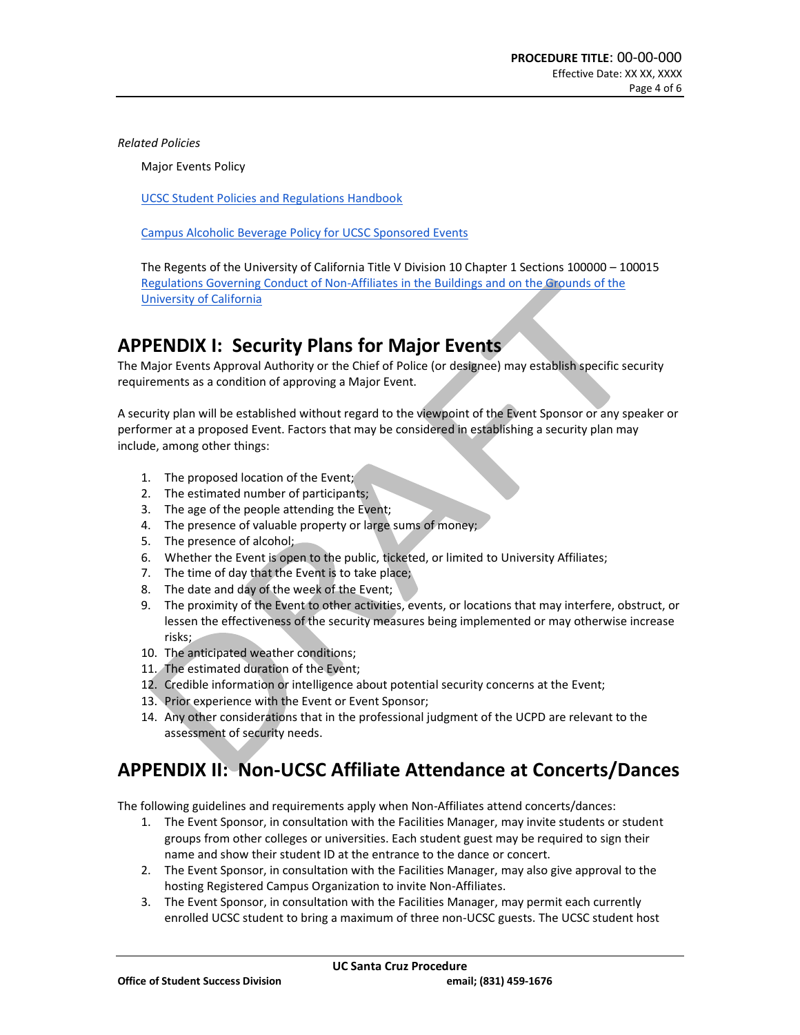*Related Policies*

Major Events Policy

UCSC Student Policies and Regulations Handbook

Campus Alcoholic Beverage Policy for UCSC Sponsored Events

The Regents of the University of California Title V Division 10 Chapter 1 Sections 100000 – 100015 Regulations Governing Conduct of Non-Affiliates in the Buildings and on the Grounds of the University of California

# APPENDIX I: Security Plans for Major Events

The Major Events Approval Authority or the Chief of Police (or designee) may establish specific security requirements as a condition of approving a Major Event.

A security plan will be established without regard to the viewpoint of the Event Sponsor or any speaker or performer at a proposed Event. Factors that may be considered in establishing a security plan may include, among other things:

1. The proposed location of the Event;
2. The estimated number of participants;
3. The age of the people attending the Event;
4. The presence of valuable property or large sums of money;
5. The presence of alcohol;
6. Whether the Event is open to the public, ticketed, or limited to University Affiliates;
7. The time of day that the Event is to take place;
8. The date and day of the week of the Event;
9. The proximity of the Event to other activities, events, or locations that may interfere, obstruct, or lessen the effectiveness of the security measures being implemented or may otherwise increase risks;
10. The anticipated weather conditions;
11. The estimated duration of the Event;
12. Credible information or intelligence about potential security concerns at the Event;
13. Prior experience with the Event or Event Sponsor;
14. Any other considerations that in the professional judgment of the UCPD are relevant to the assessment of security needs.

# APPENDIX II: Non-UCSC Affiliate Attendance at Concerts/Dances

The following guidelines and requirements apply when Non-Affiliates attend concerts/dances:

1. The Event Sponsor, in consultation with the Facilities Manager, may invite students or student groups from other colleges or universities. Each student guest may be required to sign their name and show their student ID at the entrance to the dance or concert.
2. The Event Sponsor, in consultation with the Facilities Manager, may also give approval to the hosting Registered Campus Organization to invite Non-Affiliates.
3. The Event Sponsor, in consultation with the Facilities Manager, may permit each currently enrolled UCSC student to bring a maximum of three non-UCSC guests. The UCSC student host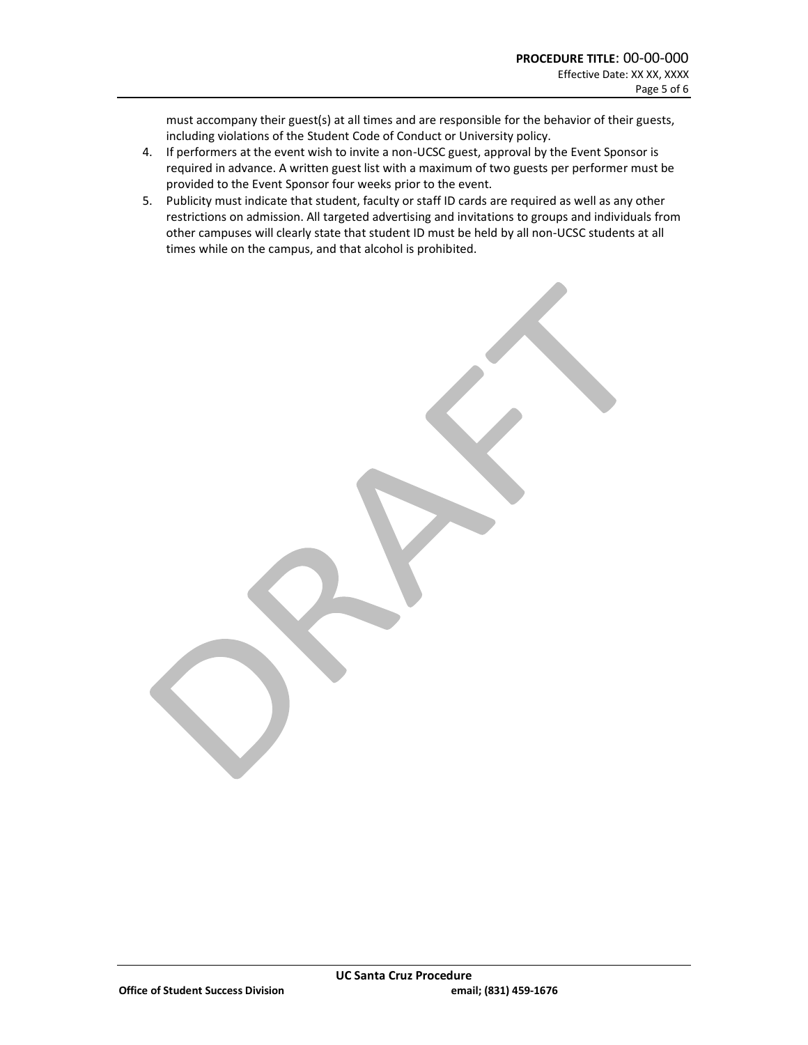must accompany their guest(s) at all times and are responsible for the behavior of their guests, including violations of the Student Code of Conduct or University policy.

4. If performers at the event wish to invite a non-UCSC guest, approval by the Event Sponsor is required in advance. A written guest list with a maximum of two guests per performer must be provided to the Event Sponsor four weeks prior to the event.
5. Publicity must indicate that student, faculty or staff ID cards are required as well as any other restrictions on admission. All targeted advertising and invitations to groups and individuals from other campuses will clearly state that student ID must be held by all non-UCSC students at all times while on the campus, and that alcohol is prohibited.